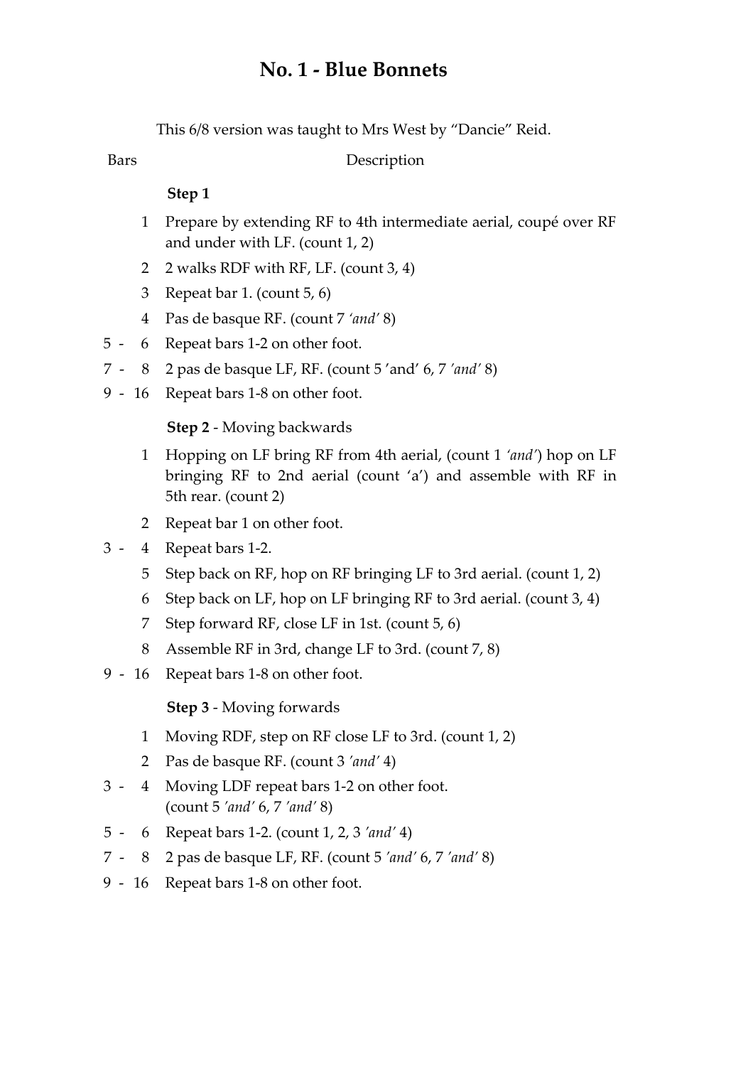# No. 1 - Blue Bonnets

This 6/8 version was taught to Mrs West by “Dancie” Reid.

| Bars | Description |
|---|---|
| | **Step 1** |
| 1 | Prepare by extending RF to 4th intermediate aerial, coupé over RF and under with LF. (count 1, 2) |
| 2 | 2 walks RDF with RF, LF. (count 3, 4) |
| 3 | Repeat bar 1. (count 5, 6) |
| 4 | Pas de basque RF. (count 7 *‘and’* 8) |
| 5 - 6 | Repeat bars 1-2 on other foot. |
| 7 - 8 | 2 pas de basque LF, RF. (count 5 ’and’ 6, 7 *’and’* 8) |
| 9 - 16 | Repeat bars 1-8 on other foot. |
| | **Step 2** - Moving backwards |
| 1 | Hopping on LF bring RF from 4th aerial, (count 1 *‘and’*) hop on LF bringing RF to 2nd aerial (count ‘a’) and assemble with RF in 5th rear. (count 2) |
| 2 | Repeat bar 1 on other foot. |
| 3 - 4 | Repeat bars 1-2. |
| 5 | Step back on RF, hop on RF bringing LF to 3rd aerial. (count 1, 2) |
| 6 | Step back on LF, hop on LF bringing RF to 3rd aerial. (count 3, 4) |
| 7 | Step forward RF, close LF in 1st. (count 5, 6) |
| 8 | Assemble RF in 3rd, change LF to 3rd. (count 7, 8) |
| 9 - 16 | Repeat bars 1-8 on other foot. |
| | **Step 3** - Moving forwards |
| 1 | Moving RDF, step on RF close LF to 3rd. (count 1, 2) |
| 2 | Pas de basque RF. (count 3 *’and’* 4) |
| 3 - 4 | Moving LDF repeat bars 1-2 on other foot. (count 5 *’and’* 6, 7 *’and’* 8) |
| 5 - 6 | Repeat bars 1-2. (count 1, 2, 3 *’and’* 4) |
| 7 - 8 | 2 pas de basque LF, RF. (count 5 *’and’* 6, 7 *’and’* 8) |
| 9 - 16 | Repeat bars 1-8 on other foot. |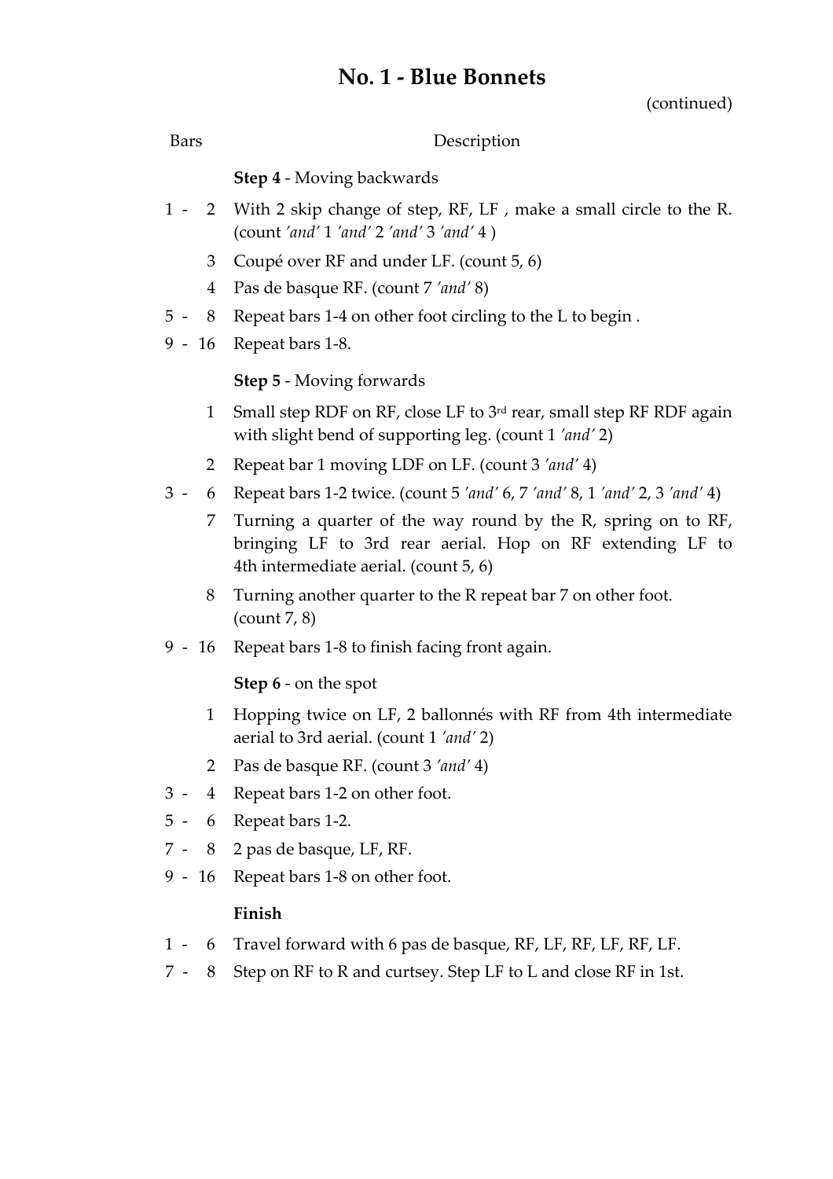## No. 1 - Blue Bonnets

(continued)

| Bars | Description |
| --- | --- |
| | **Step 4** - Moving backwards |
| 1 - 2 | With 2 skip change of step, RF, LF , make a small circle to the R. (count *'and'* 1 *'and'* 2 *'and'* 3 *'and'* 4 ) |
| 3 | Coupé over RF and under LF. (count 5, 6) |
| 4 | Pas de basque RF. (count 7 *'and'* 8) |
| 5 - 8 | Repeat bars 1-4 on other foot circling to the L to begin . |
| 9 - 16 | Repeat bars 1-8. |
| | **Step 5** - Moving forwards |
| 1 | Small step RDF on RF, close LF to 3rd rear, small step RF RDF again with slight bend of supporting leg. (count 1 *'and'* 2) |
| 2 | Repeat bar 1 moving LDF on LF. (count 3 *'and'* 4) |
| 3 - 6 | Repeat bars 1-2 twice. (count 5 *'and'* 6, 7 *'and'* 8, 1 *'and'* 2, 3 *'and'* 4) |
| 7 | Turning a quarter of the way round by the R, spring on to RF, bringing LF to 3rd rear aerial. Hop on RF extending LF to 4th intermediate aerial. (count 5, 6) |
| 8 | Turning another quarter to the R repeat bar 7 on other foot. (count 7, 8) |
| 9 - 16 | Repeat bars 1-8 to finish facing front again. |
| | **Step 6** - on the spot |
| 1 | Hopping twice on LF, 2 ballonnés with RF from 4th intermediate aerial to 3rd aerial. (count 1 *'and'* 2) |
| 2 | Pas de basque RF. (count 3 *'and'* 4) |
| 3 - 4 | Repeat bars 1-2 on other foot. |
| 5 - 6 | Repeat bars 1-2. |
| 7 - 8 | 2 pas de basque, LF, RF. |
| 9 - 16 | Repeat bars 1-8 on other foot. |
| | **Finish** |
| 1 - 6 | Travel forward with 6 pas de basque, RF, LF, RF, LF, RF, LF. |
| 7 - 8 | Step on RF to R and curtsey. Step LF to L and close RF in 1st. |